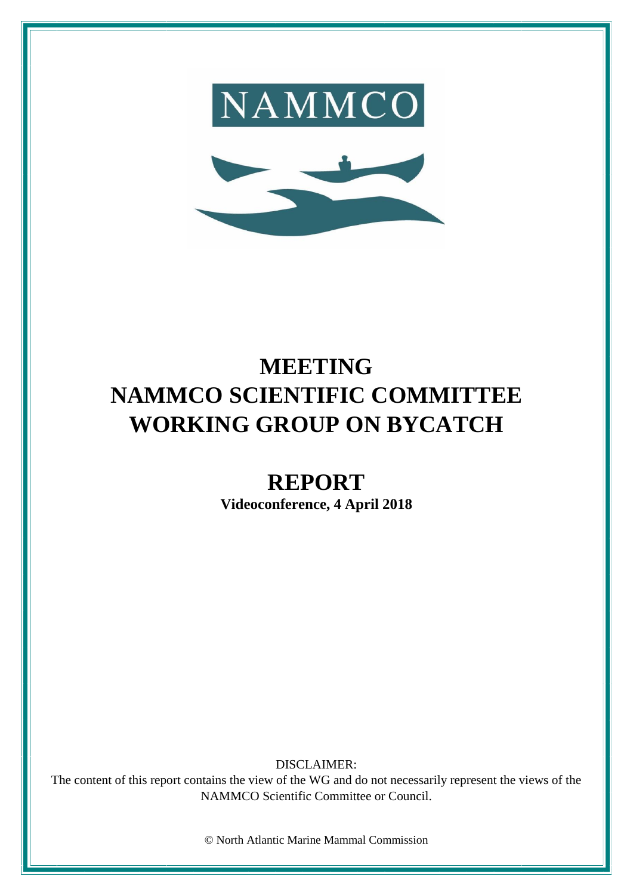NAMMCO

# MEETING
# NAMMCO SCIENTIFIC COMMITTEE
# WORKING GROUP ON BYCATCH

## REPORT

**Videoconference, 4 April 2018**

DISCLAIMER:
The content of this report contains the view of the WG and do not necessarily represent the views of the NAMMCO Scientific Committee or Council.

© North Atlantic Marine Mammal Commission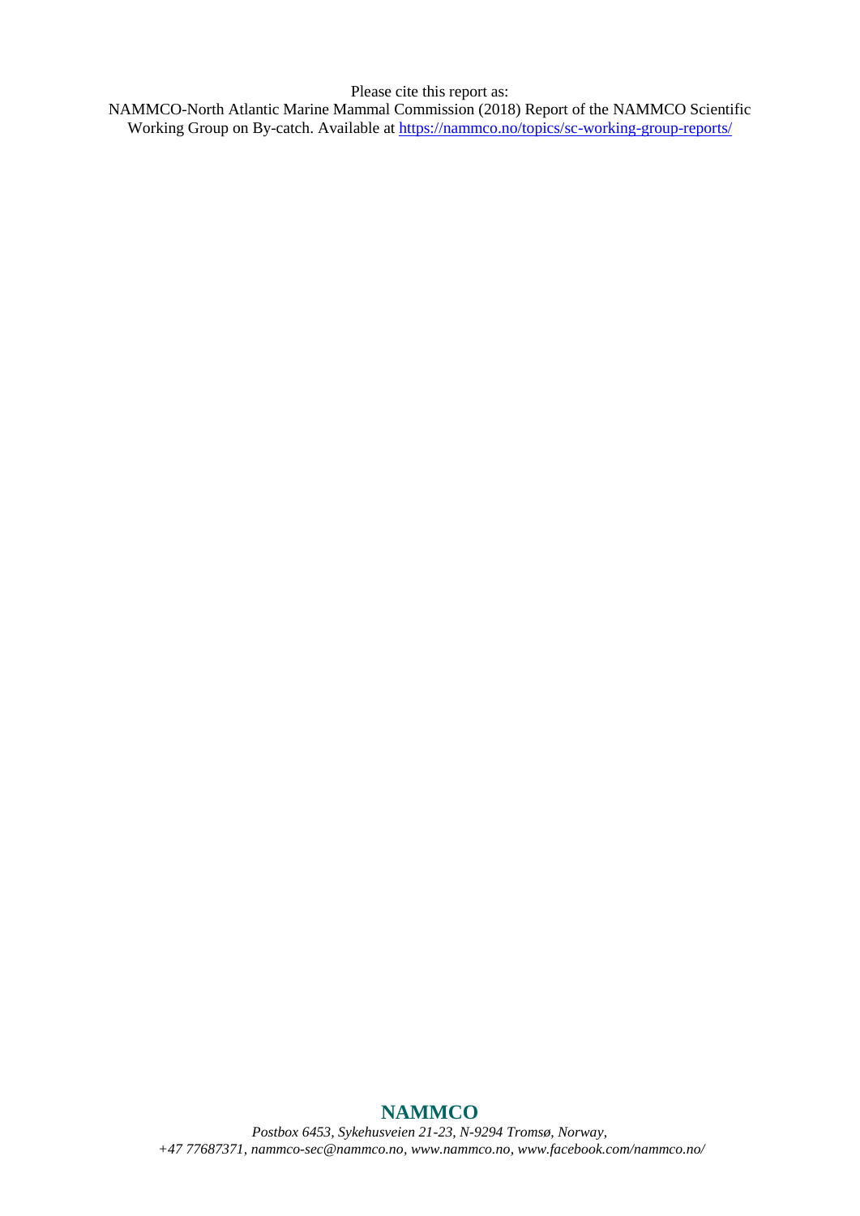Please cite this report as:

NAMMCO-North Atlantic Marine Mammal Commission (2018) Report of the NAMMCO Scientific Working Group on By-catch. Available at https://nammco.no/topics/sc-working-group-reports/

**NAMMCO**

*Postbox 6453, Sykehusveien 21-23, N-9294 Tromsø, Norway, +47 77687371, nammco-sec@nammco.no, www.nammco.no, www.facebook.com/nammco.no/*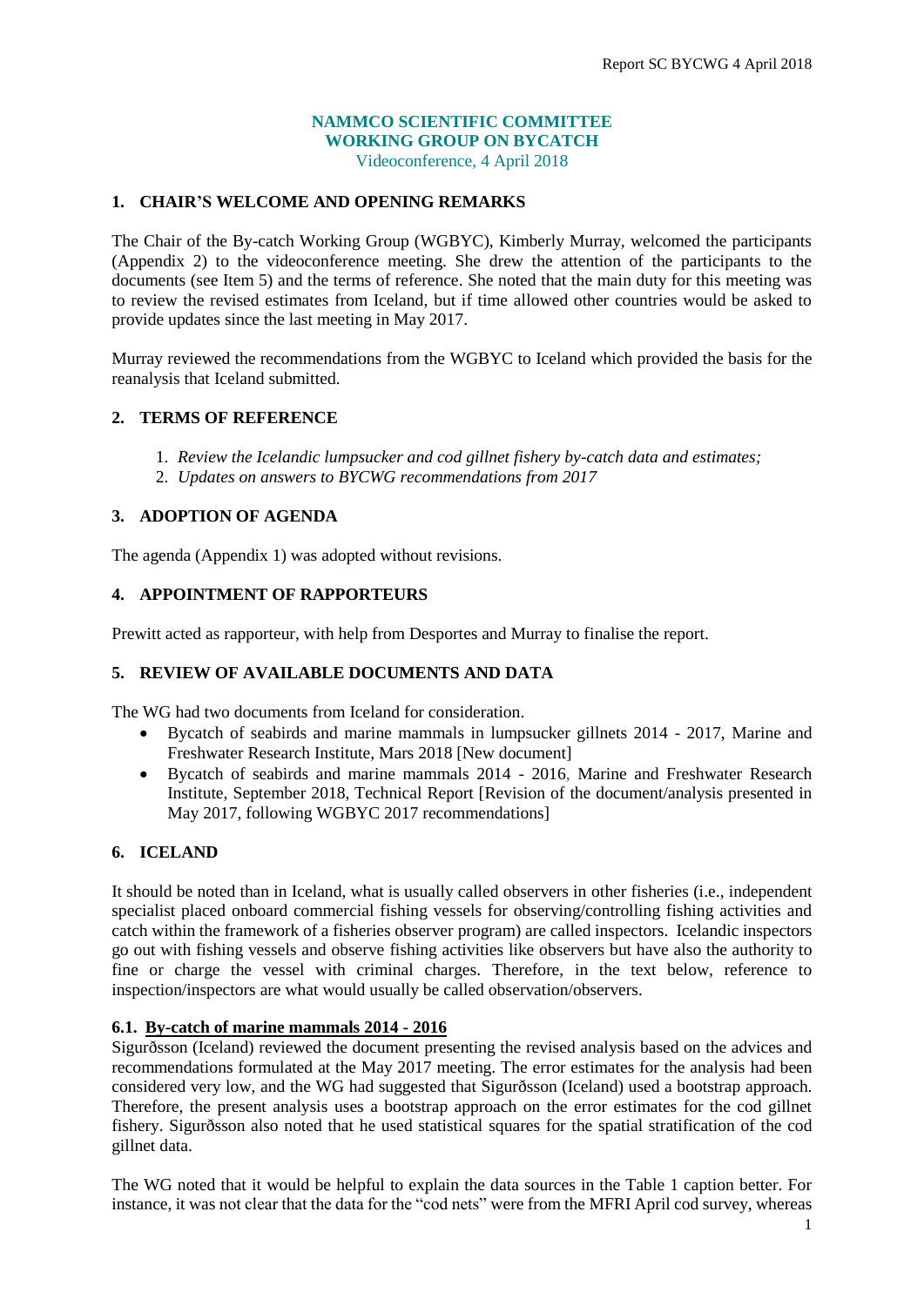**NAMMCO SCIENTIFIC COMMITTEE**
**WORKING GROUP ON BYCATCH**
Videoconference, 4 April 2018

## 1. CHAIR'S WELCOME AND OPENING REMARKS

The Chair of the By-catch Working Group (WGBYC), Kimberly Murray, welcomed the participants (Appendix 2) to the videoconference meeting. She drew the attention of the participants to the documents (see Item 5) and the terms of reference. She noted that the main duty for this meeting was to review the revised estimates from Iceland, but if time allowed other countries would be asked to provide updates since the last meeting in May 2017.

Murray reviewed the recommendations from the WGBYC to Iceland which provided the basis for the reanalysis that Iceland submitted.

## 2. TERMS OF REFERENCE

1. *Review the Icelandic lumpsucker and cod gillnet fishery by-catch data and estimates;*
2. *Updates on answers to BYCWG recommendations from 2017*

## 3. ADOPTION OF AGENDA

The agenda (Appendix 1) was adopted without revisions.

## 4. APPOINTMENT OF RAPPORTEURS

Prewitt acted as rapporteur, with help from Desportes and Murray to finalise the report.

## 5. REVIEW OF AVAILABLE DOCUMENTS AND DATA

The WG had two documents from Iceland for consideration.

- Bycatch of seabirds and marine mammals in lumpsucker gillnets 2014 - 2017, Marine and Freshwater Research Institute, Mars 2018 [New document]
- Bycatch of seabirds and marine mammals 2014 - 2016, Marine and Freshwater Research Institute, September 2018, Technical Report [Revision of the document/analysis presented in May 2017, following WGBYC 2017 recommendations]

## 6. ICELAND

It should be noted than in Iceland, what is usually called observers in other fisheries (i.e., independent specialist placed onboard commercial fishing vessels for observing/controlling fishing activities and catch within the framework of a fisheries observer program) are called inspectors. Icelandic inspectors go out with fishing vessels and observe fishing activities like observers but have also the authority to fine or charge the vessel with criminal charges. Therefore, in the text below, reference to inspection/inspectors are what would usually be called observation/observers.

### 6.1. By-catch of marine mammals 2014 - 2016

Sigurðsson (Iceland) reviewed the document presenting the revised analysis based on the advices and recommendations formulated at the May 2017 meeting. The error estimates for the analysis had been considered very low, and the WG had suggested that Sigurðsson (Iceland) used a bootstrap approach. Therefore, the present analysis uses a bootstrap approach on the error estimates for the cod gillnet fishery. Sigurðsson also noted that he used statistical squares for the spatial stratification of the cod gillnet data.

The WG noted that it would be helpful to explain the data sources in the Table 1 caption better. For instance, it was not clear that the data for the "cod nets" were from the MFRI April cod survey, whereas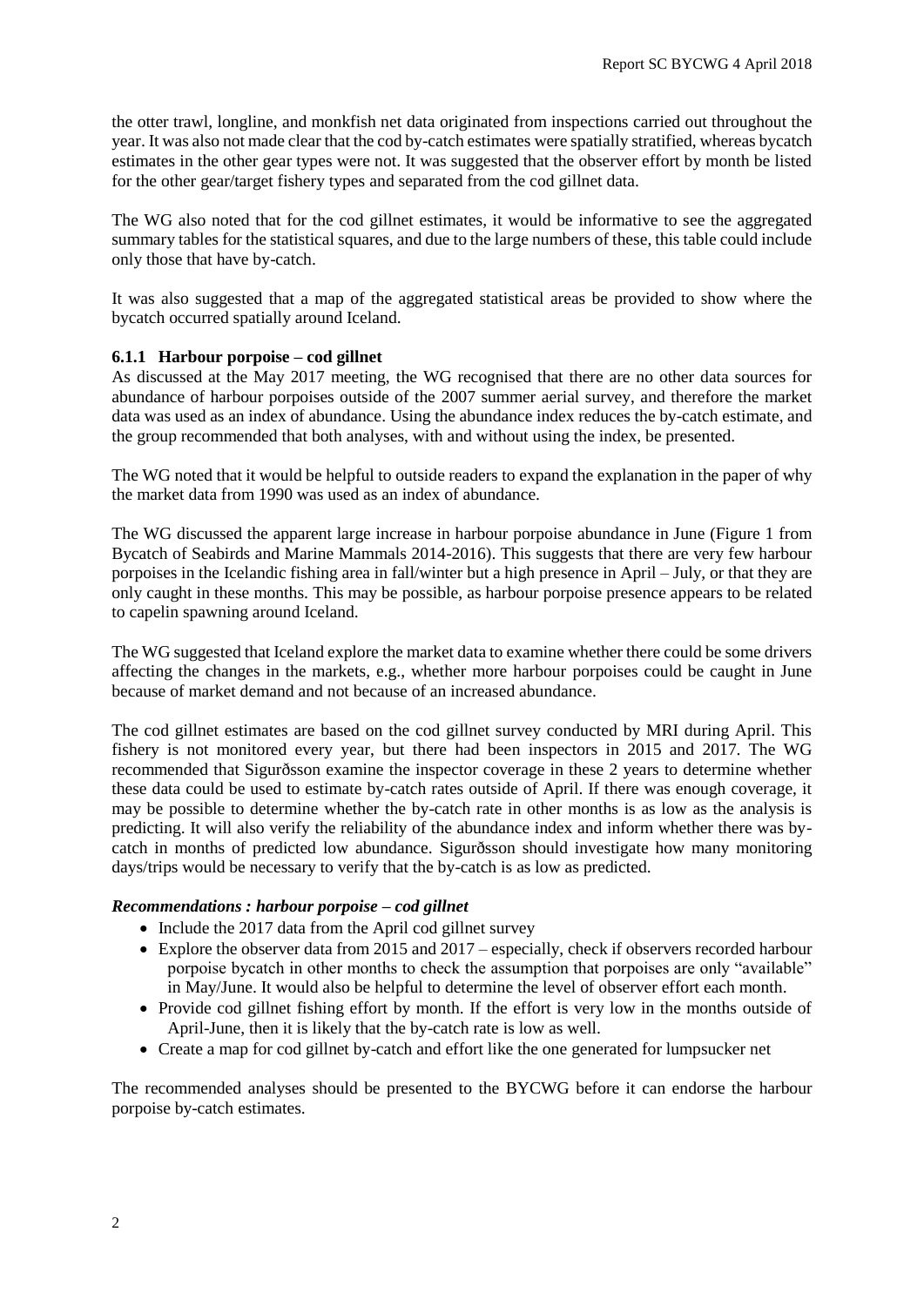the otter trawl, longline, and monkfish net data originated from inspections carried out throughout the year. It was also not made clear that the cod by-catch estimates were spatially stratified, whereas bycatch estimates in the other gear types were not. It was suggested that the observer effort by month be listed for the other gear/target fishery types and separated from the cod gillnet data.

The WG also noted that for the cod gillnet estimates, it would be informative to see the aggregated summary tables for the statistical squares, and due to the large numbers of these, this table could include only those that have by-catch.

It was also suggested that a map of the aggregated statistical areas be provided to show where the bycatch occurred spatially around Iceland.

### 6.1.1 Harbour porpoise – cod gillnet

As discussed at the May 2017 meeting, the WG recognised that there are no other data sources for abundance of harbour porpoises outside of the 2007 summer aerial survey, and therefore the market data was used as an index of abundance. Using the abundance index reduces the by-catch estimate, and the group recommended that both analyses, with and without using the index, be presented.

The WG noted that it would be helpful to outside readers to expand the explanation in the paper of why the market data from 1990 was used as an index of abundance.

The WG discussed the apparent large increase in harbour porpoise abundance in June (Figure 1 from Bycatch of Seabirds and Marine Mammals 2014-2016). This suggests that there are very few harbour porpoises in the Icelandic fishing area in fall/winter but a high presence in April – July, or that they are only caught in these months. This may be possible, as harbour porpoise presence appears to be related to capelin spawning around Iceland.

The WG suggested that Iceland explore the market data to examine whether there could be some drivers affecting the changes in the markets, e.g., whether more harbour porpoises could be caught in June because of market demand and not because of an increased abundance.

The cod gillnet estimates are based on the cod gillnet survey conducted by MRI during April. This fishery is not monitored every year, but there had been inspectors in 2015 and 2017. The WG recommended that Sigurðsson examine the inspector coverage in these 2 years to determine whether these data could be used to estimate by-catch rates outside of April. If there was enough coverage, it may be possible to determine whether the by-catch rate in other months is as low as the analysis is predicting. It will also verify the reliability of the abundance index and inform whether there was by-catch in months of predicted low abundance. Sigurðsson should investigate how many monitoring days/trips would be necessary to verify that the by-catch is as low as predicted.

***Recommendations : harbour porpoise – cod gillnet***

- Include the 2017 data from the April cod gillnet survey
- Explore the observer data from 2015 and 2017 – especially, check if observers recorded harbour porpoise bycatch in other months to check the assumption that porpoises are only "available" in May/June. It would also be helpful to determine the level of observer effort each month.
- Provide cod gillnet fishing effort by month. If the effort is very low in the months outside of April-June, then it is likely that the by-catch rate is low as well.
- Create a map for cod gillnet by-catch and effort like the one generated for lumpsucker net

The recommended analyses should be presented to the BYCWG before it can endorse the harbour porpoise by-catch estimates.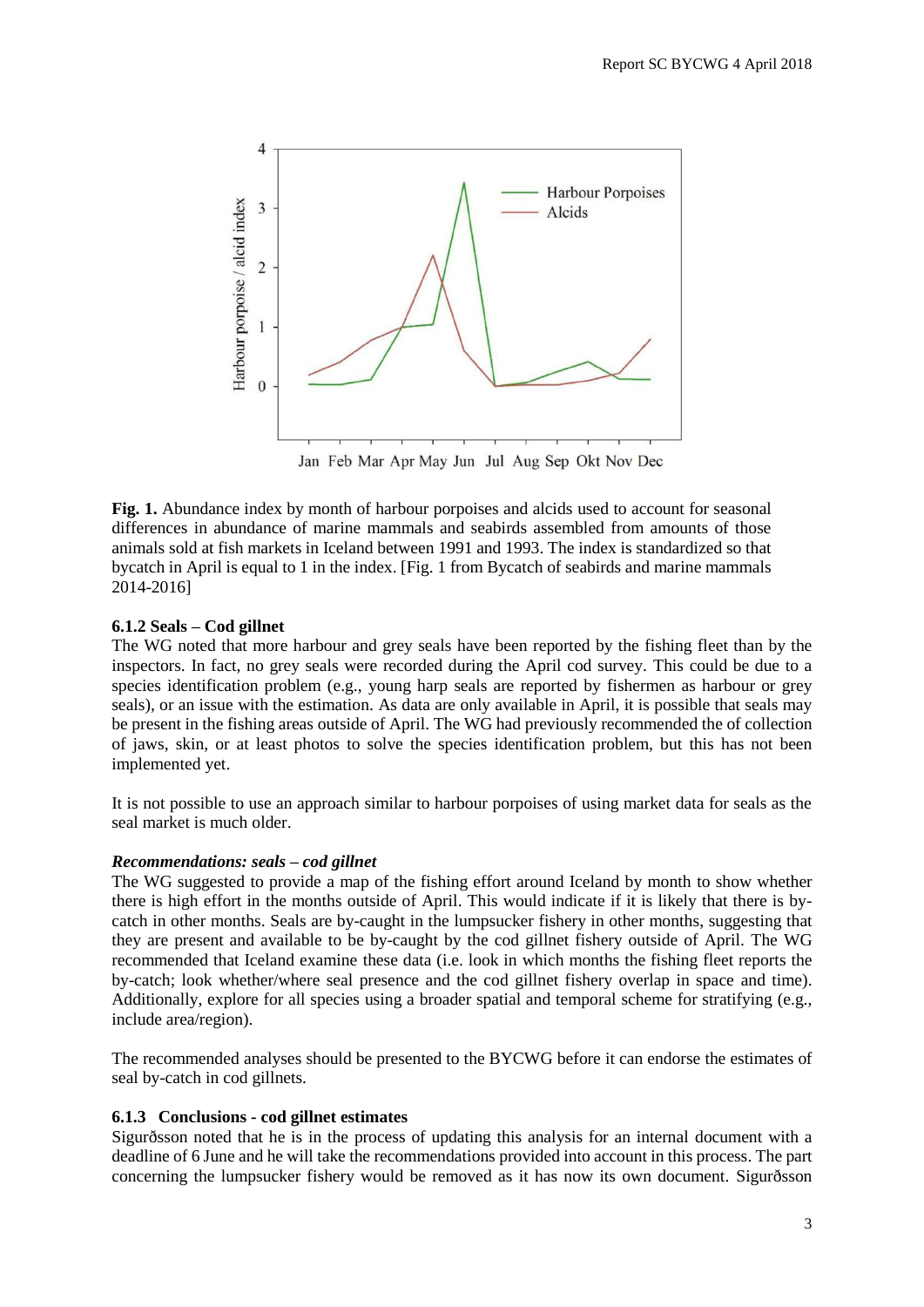**Fig. 1.** Abundance index by month of harbour porpoises and alcids used to account for seasonal differences in abundance of marine mammals and seabirds assembled from amounts of those animals sold at fish markets in Iceland between 1991 and 1993. The index is standardized so that bycatch in April is equal to 1 in the index. [Fig. 1 from Bycatch of seabirds and marine mammals 2014-2016]

### 6.1.2 Seals – Cod gillnet

The WG noted that more harbour and grey seals have been reported by the fishing fleet than by the inspectors. In fact, no grey seals were recorded during the April cod survey. This could be due to a species identification problem (e.g., young harp seals are reported by fishermen as harbour or grey seals), or an issue with the estimation. As data are only available in April, it is possible that seals may be present in the fishing areas outside of April. The WG had previously recommended the of collection of jaws, skin, or at least photos to solve the species identification problem, but this has not been implemented yet.

It is not possible to use an approach similar to harbour porpoises of using market data for seals as the seal market is much older.

***Recommendations: seals – cod gillnet***

The WG suggested to provide a map of the fishing effort around Iceland by month to show whether there is high effort in the months outside of April. This would indicate if it is likely that there is by-catch in other months. Seals are by-caught in the lumpsucker fishery in other months, suggesting that they are present and available to be by-caught by the cod gillnet fishery outside of April. The WG recommended that Iceland examine these data (i.e. look in which months the fishing fleet reports the by-catch; look whether/where seal presence and the cod gillnet fishery overlap in space and time). Additionally, explore for all species using a broader spatial and temporal scheme for stratifying (e.g., include area/region).

The recommended analyses should be presented to the BYCWG before it can endorse the estimates of seal by-catch in cod gillnets.

### 6.1.3 Conclusions - cod gillnet estimates

Sigurðsson noted that he is in the process of updating this analysis for an internal document with a deadline of 6 June and he will take the recommendations provided into account in this process. The part concerning the lumpsucker fishery would be removed as it has now its own document. Sigurðsson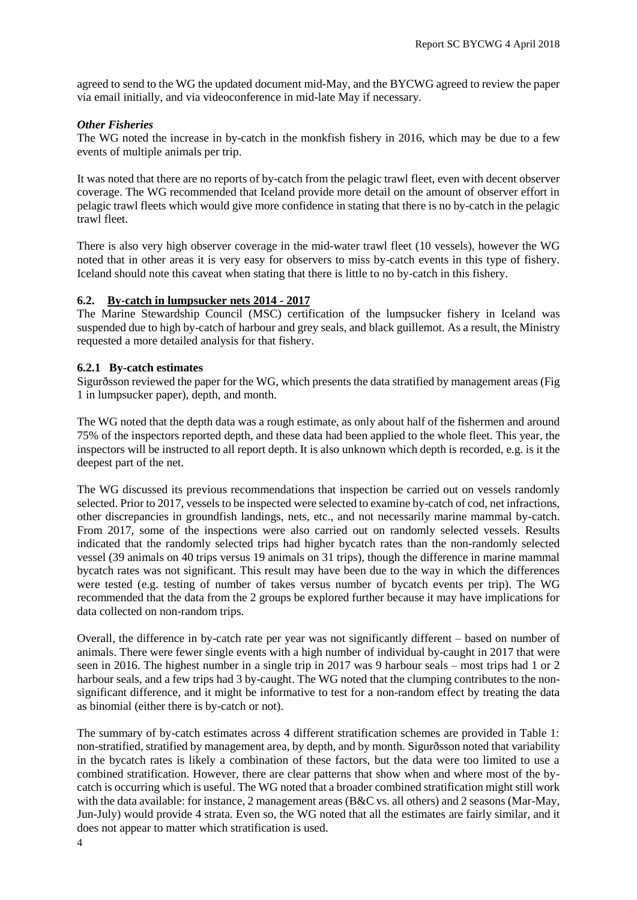agreed to send to the WG the updated document mid-May, and the BYCWG agreed to review the paper via email initially, and via videoconference in mid-late May if necessary.

***Other Fisheries***

The WG noted the increase in by-catch in the monkfish fishery in 2016, which may be due to a few events of multiple animals per trip.

It was noted that there are no reports of by-catch from the pelagic trawl fleet, even with decent observer coverage. The WG recommended that Iceland provide more detail on the amount of observer effort in pelagic trawl fleets which would give more confidence in stating that there is no by-catch in the pelagic trawl fleet.

There is also very high observer coverage in the mid-water trawl fleet (10 vessels), however the WG noted that in other areas it is very easy for observers to miss by-catch events in this type of fishery. Iceland should note this caveat when stating that there is little to no by-catch in this fishery.

## 6.2. By-catch in lumpsucker nets 2014 - 2017

The Marine Stewardship Council (MSC) certification of the lumpsucker fishery in Iceland was suspended due to high by-catch of harbour and grey seals, and black guillemot. As a result, the Ministry requested a more detailed analysis for that fishery.

### 6.2.1 By-catch estimates

Sigurðsson reviewed the paper for the WG, which presents the data stratified by management areas (Fig 1 in lumpsucker paper), depth, and month.

The WG noted that the depth data was a rough estimate, as only about half of the fishermen and around 75% of the inspectors reported depth, and these data had been applied to the whole fleet. This year, the inspectors will be instructed to all report depth. It is also unknown which depth is recorded, e.g. is it the deepest part of the net.

The WG discussed its previous recommendations that inspection be carried out on vessels randomly selected. Prior to 2017, vessels to be inspected were selected to examine by-catch of cod, net infractions, other discrepancies in groundfish landings, nets, etc., and not necessarily marine mammal by-catch. From 2017, some of the inspections were also carried out on randomly selected vessels. Results indicated that the randomly selected trips had higher bycatch rates than the non-randomly selected vessel (39 animals on 40 trips versus 19 animals on 31 trips), though the difference in marine mammal bycatch rates was not significant. This result may have been due to the way in which the differences were tested (e.g. testing of number of takes versus number of bycatch events per trip). The WG recommended that the data from the 2 groups be explored further because it may have implications for data collected on non-random trips.

Overall, the difference in by-catch rate per year was not significantly different – based on number of animals. There were fewer single events with a high number of individual by-caught in 2017 that were seen in 2016. The highest number in a single trip in 2017 was 9 harbour seals – most trips had 1 or 2 harbour seals, and a few trips had 3 by-caught. The WG noted that the clumping contributes to the non-significant difference, and it might be informative to test for a non-random effect by treating the data as binomial (either there is by-catch or not).

The summary of by-catch estimates across 4 different stratification schemes are provided in Table 1: non-stratified, stratified by management area, by depth, and by month. Sigurðsson noted that variability in the bycatch rates is likely a combination of these factors, but the data were too limited to use a combined stratification. However, there are clear patterns that show when and where most of the by-catch is occurring which is useful. The WG noted that a broader combined stratification might still work with the data available: for instance, 2 management areas (B&C vs. all others) and 2 seasons (Mar-May, Jun-July) would provide 4 strata. Even so, the WG noted that all the estimates are fairly similar, and it does not appear to matter which stratification is used.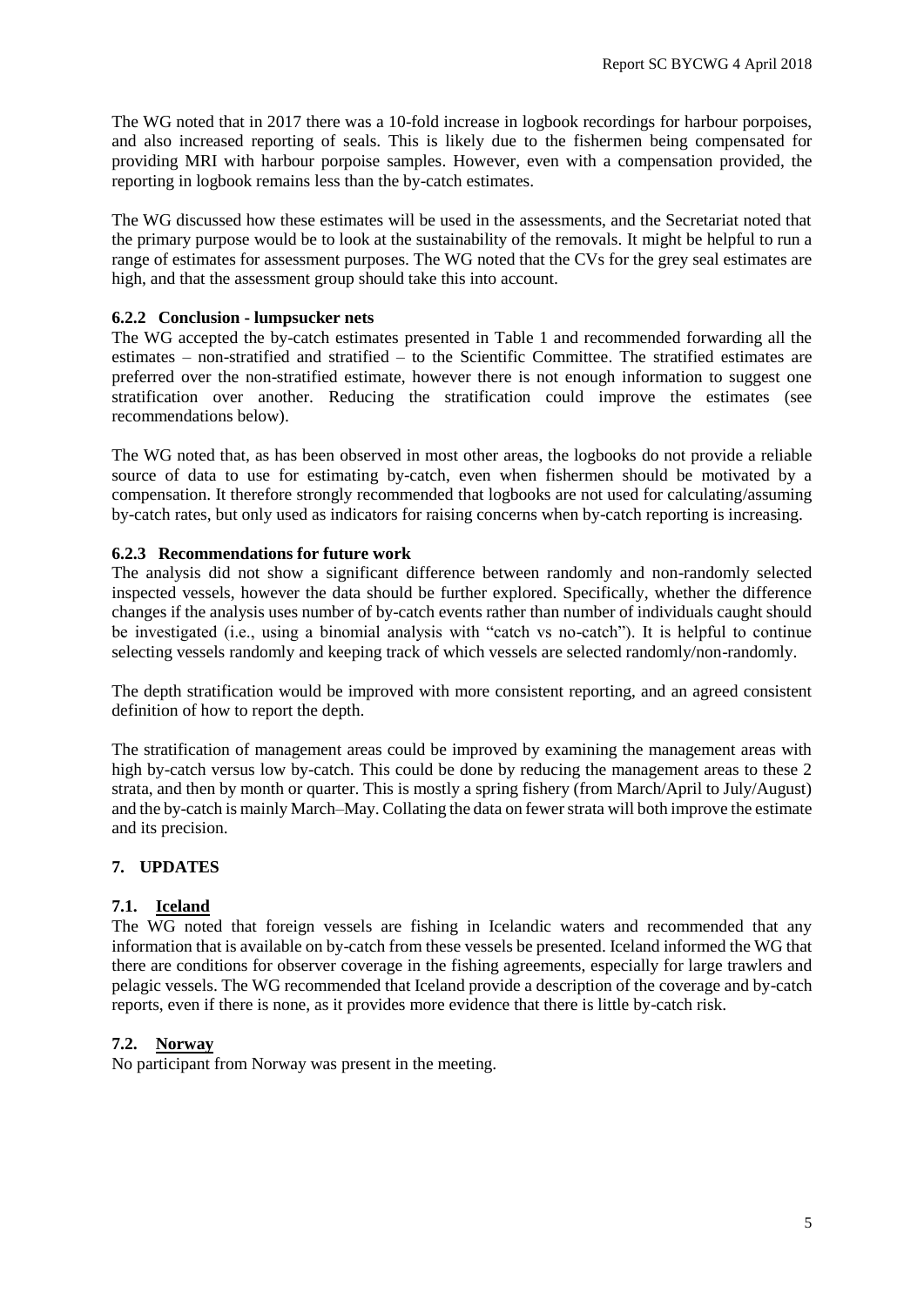The WG noted that in 2017 there was a 10-fold increase in logbook recordings for harbour porpoises, and also increased reporting of seals. This is likely due to the fishermen being compensated for providing MRI with harbour porpoise samples. However, even with a compensation provided, the reporting in logbook remains less than the by-catch estimates.

The WG discussed how these estimates will be used in the assessments, and the Secretariat noted that the primary purpose would be to look at the sustainability of the removals. It might be helpful to run a range of estimates for assessment purposes. The WG noted that the CVs for the grey seal estimates are high, and that the assessment group should take this into account.

### 6.2.2 Conclusion - lumpsucker nets

The WG accepted the by-catch estimates presented in Table 1 and recommended forwarding all the estimates – non-stratified and stratified – to the Scientific Committee. The stratified estimates are preferred over the non-stratified estimate, however there is not enough information to suggest one stratification over another. Reducing the stratification could improve the estimates (see recommendations below).

The WG noted that, as has been observed in most other areas, the logbooks do not provide a reliable source of data to use for estimating by-catch, even when fishermen should be motivated by a compensation. It therefore strongly recommended that logbooks are not used for calculating/assuming by-catch rates, but only used as indicators for raising concerns when by-catch reporting is increasing.

### 6.2.3 Recommendations for future work

The analysis did not show a significant difference between randomly and non-randomly selected inspected vessels, however the data should be further explored. Specifically, whether the difference changes if the analysis uses number of by-catch events rather than number of individuals caught should be investigated (i.e., using a binomial analysis with "catch vs no-catch"). It is helpful to continue selecting vessels randomly and keeping track of which vessels are selected randomly/non-randomly.

The depth stratification would be improved with more consistent reporting, and an agreed consistent definition of how to report the depth.

The stratification of management areas could be improved by examining the management areas with high by-catch versus low by-catch. This could be done by reducing the management areas to these 2 strata, and then by month or quarter. This is mostly a spring fishery (from March/April to July/August) and the by-catch is mainly March–May. Collating the data on fewer strata will both improve the estimate and its precision.

## 7. UPDATES

### 7.1. Iceland

The WG noted that foreign vessels are fishing in Icelandic waters and recommended that any information that is available on by-catch from these vessels be presented. Iceland informed the WG that there are conditions for observer coverage in the fishing agreements, especially for large trawlers and pelagic vessels. The WG recommended that Iceland provide a description of the coverage and by-catch reports, even if there is none, as it provides more evidence that there is little by-catch risk.

### 7.2. Norway

No participant from Norway was present in the meeting.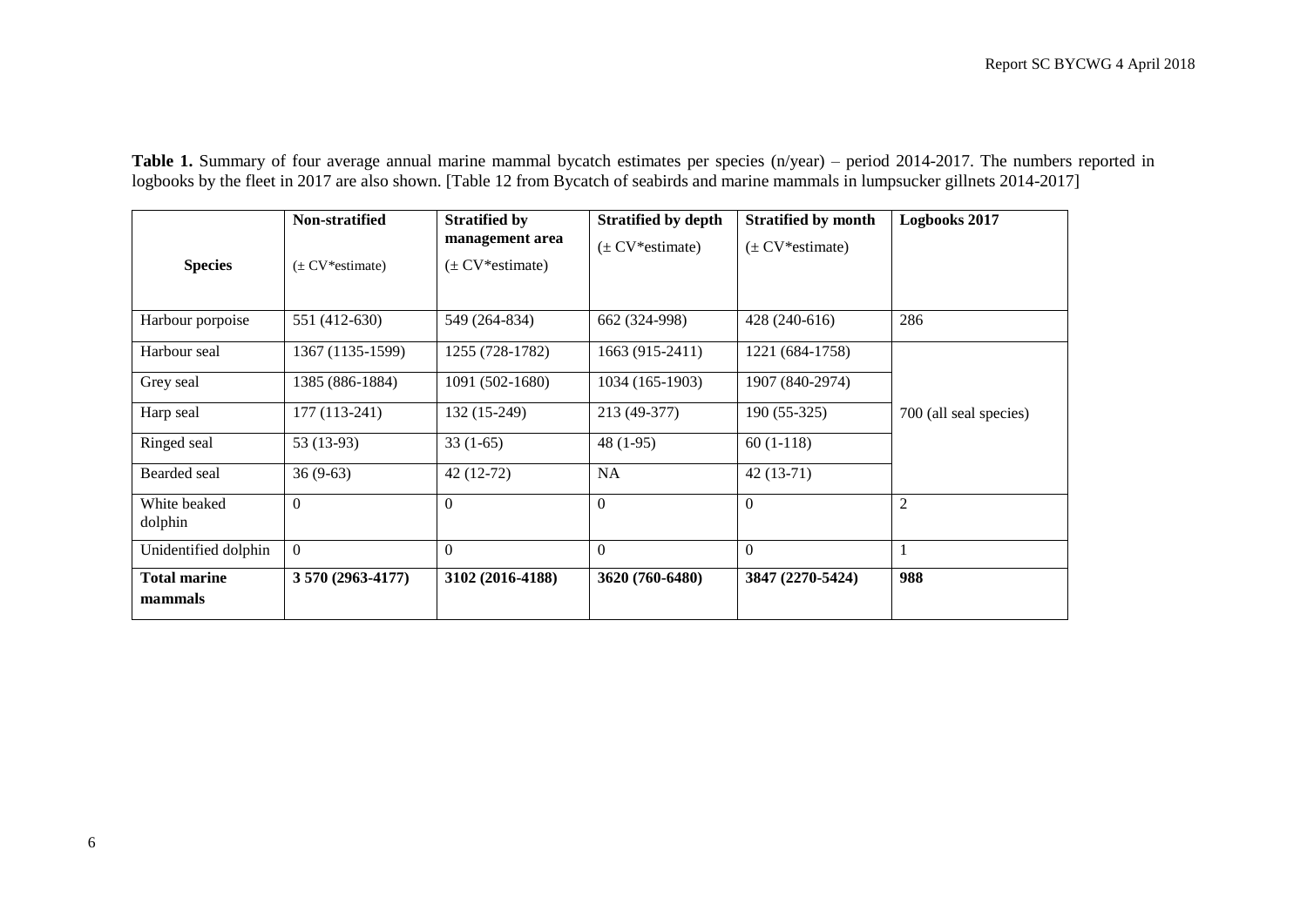**Table 1.** Summary of four average annual marine mammal bycatch estimates per species (n/year) – period 2014-2017. The numbers reported in logbooks by the fleet in 2017 are also shown. [Table 12 from Bycatch of seabirds and marine mammals in lumpsucker gillnets 2014-2017]

| Species | Non-stratified (± CV*estimate) | Stratified by management area (± CV*estimate) | Stratified by depth (± CV*estimate) | Stratified by month (± CV*estimate) | Logbooks 2017 |
|---|---|---|---|---|---|
| Harbour porpoise | 551 (412-630) | 549 (264-834) | 662 (324-998) | 428 (240-616) | 286 |
| Harbour seal | 1367 (1135-1599) | 1255 (728-1782) | 1663 (915-2411) | 1221 (684-1758) | 700 (all seal species) |
| Grey seal | 1385 (886-1884) | 1091 (502-1680) | 1034 (165-1903) | 1907 (840-2974) | |
| Harp seal | 177 (113-241) | 132 (15-249) | 213 (49-377) | 190 (55-325) | |
| Ringed seal | 53 (13-93) | 33 (1-65) | 48 (1-95) | 60 (1-118) | |
| Bearded seal | 36 (9-63) | 42 (12-72) | NA | 42 (13-71) | |
| White beaked dolphin | 0 | 0 | 0 | 0 | 2 |
| Unidentified dolphin | 0 | 0 | 0 | 0 | 1 |
| **Total marine mammals** | **3 570 (2963-4177)** | **3102 (2016-4188)** | **3620 (760-6480)** | **3847 (2270-5424)** | **988** |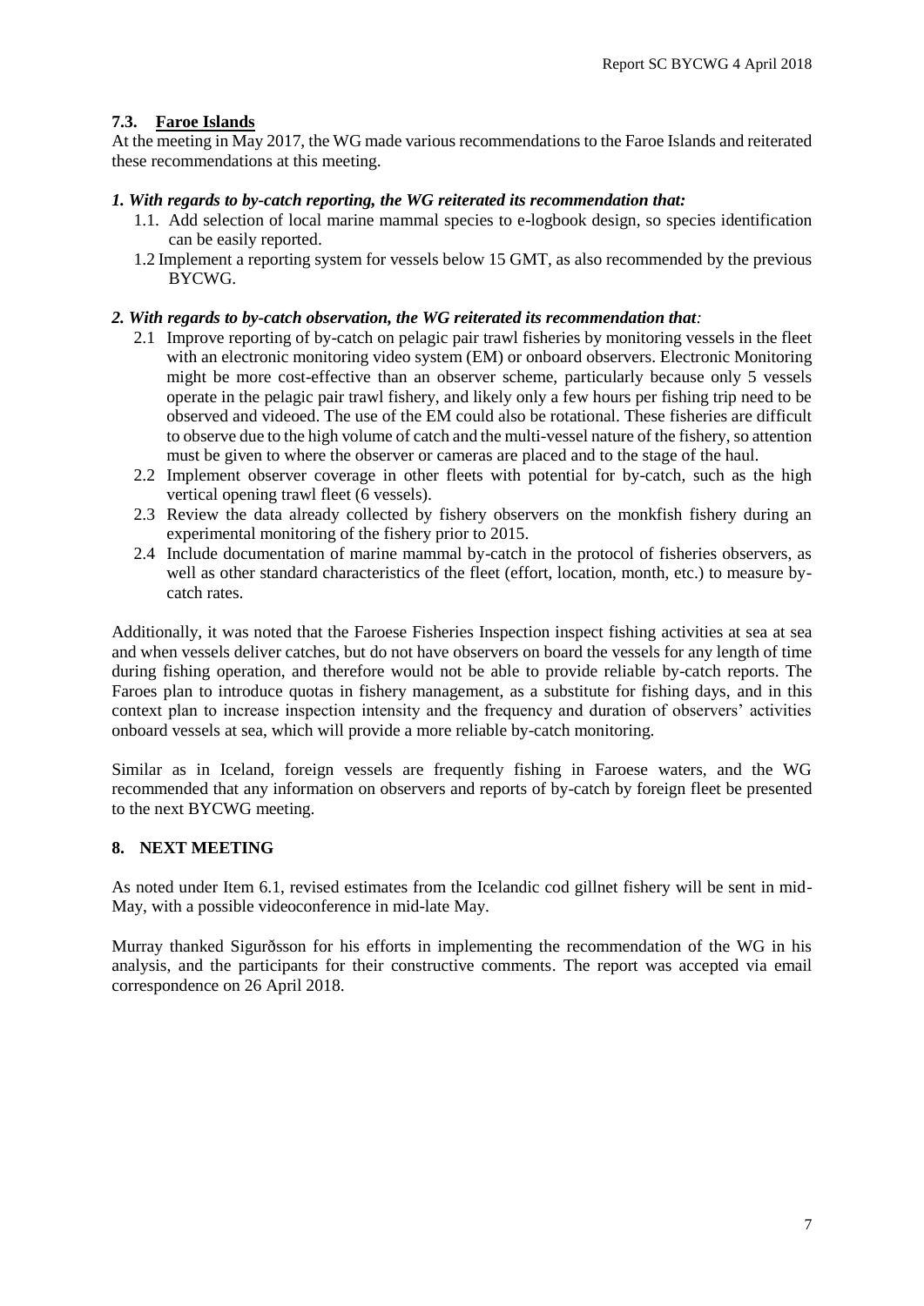### 7.3. Faroe Islands

At the meeting in May 2017, the WG made various recommendations to the Faroe Islands and reiterated these recommendations at this meeting.

***1. With regards to by-catch reporting, the WG reiterated its recommendation that:***

1.1. Add selection of local marine mammal species to e-logbook design, so species identification can be easily reported.

1.2 Implement a reporting system for vessels below 15 GMT, as also recommended by the previous BYCWG.

***2. With regards to by-catch observation, the WG reiterated its recommendation that:***

2.1 Improve reporting of by-catch on pelagic pair trawl fisheries by monitoring vessels in the fleet with an electronic monitoring video system (EM) or onboard observers. Electronic Monitoring might be more cost-effective than an observer scheme, particularly because only 5 vessels operate in the pelagic pair trawl fishery, and likely only a few hours per fishing trip need to be observed and videoed. The use of the EM could also be rotational. These fisheries are difficult to observe due to the high volume of catch and the multi-vessel nature of the fishery, so attention must be given to where the observer or cameras are placed and to the stage of the haul.

2.2 Implement observer coverage in other fleets with potential for by-catch, such as the high vertical opening trawl fleet (6 vessels).

2.3 Review the data already collected by fishery observers on the monkfish fishery during an experimental monitoring of the fishery prior to 2015.

2.4 Include documentation of marine mammal by-catch in the protocol of fisheries observers, as well as other standard characteristics of the fleet (effort, location, month, etc.) to measure by-catch rates.

Additionally, it was noted that the Faroese Fisheries Inspection inspect fishing activities at sea at sea and when vessels deliver catches, but do not have observers on board the vessels for any length of time during fishing operation, and therefore would not be able to provide reliable by-catch reports. The Faroes plan to introduce quotas in fishery management, as a substitute for fishing days, and in this context plan to increase inspection intensity and the frequency and duration of observers' activities onboard vessels at sea, which will provide a more reliable by-catch monitoring.

Similar as in Iceland, foreign vessels are frequently fishing in Faroese waters, and the WG recommended that any information on observers and reports of by-catch by foreign fleet be presented to the next BYCWG meeting.

## 8. NEXT MEETING

As noted under Item 6.1, revised estimates from the Icelandic cod gillnet fishery will be sent in mid-May, with a possible videoconference in mid-late May.

Murray thanked Sigurðsson for his efforts in implementing the recommendation of the WG in his analysis, and the participants for their constructive comments. The report was accepted via email correspondence on 26 April 2018.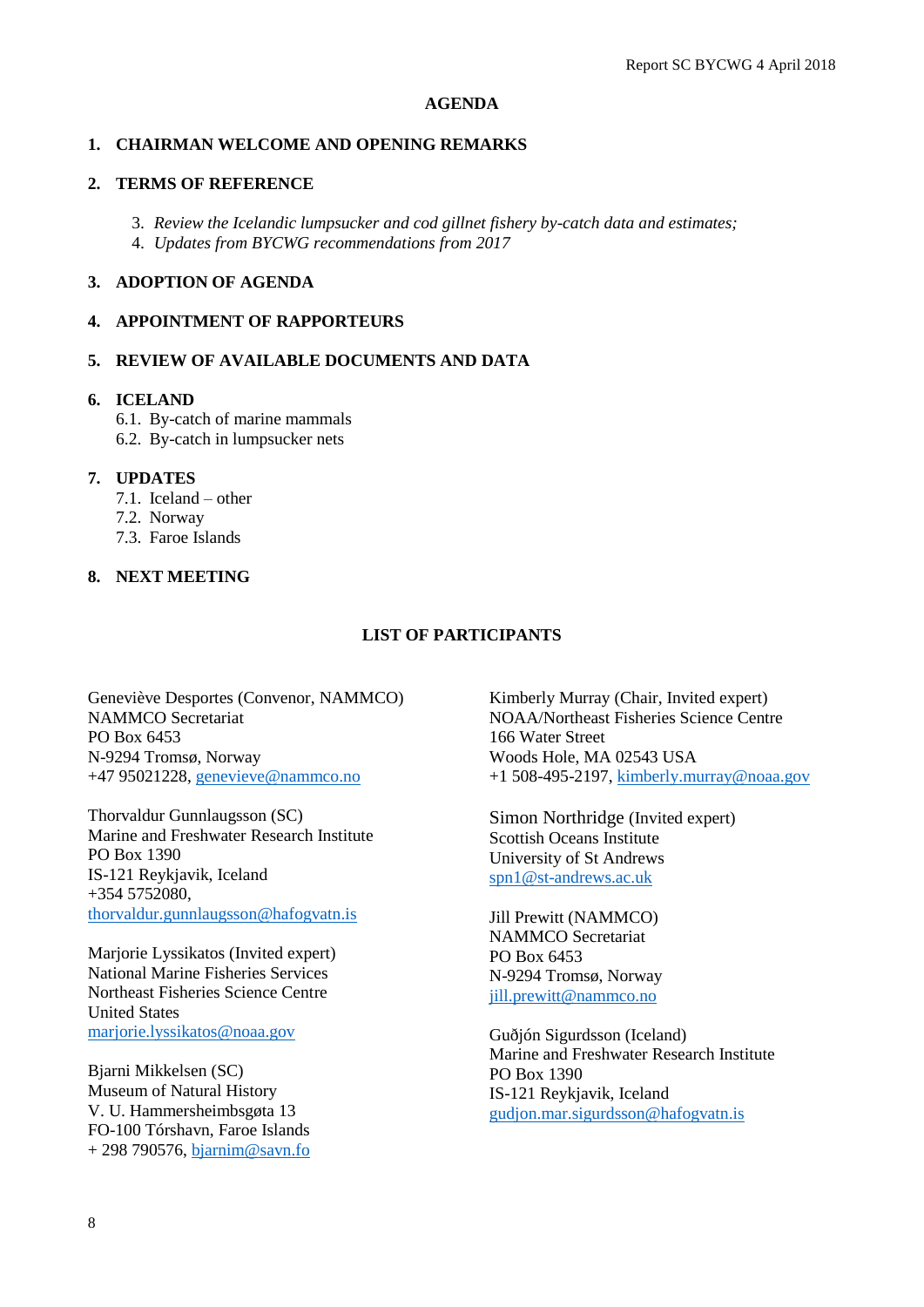## AGENDA

1. **CHAIRMAN WELCOME AND OPENING REMARKS**

2. **TERMS OF REFERENCE**

    3. *Review the Icelandic lumpsucker and cod gillnet fishery by-catch data and estimates;*
    4. *Updates from BYCWG recommendations from 2017*

3. **ADOPTION OF AGENDA**

4. **APPOINTMENT OF RAPPORTEURS**

5. **REVIEW OF AVAILABLE DOCUMENTS AND DATA**

6. **ICELAND**
    - 6.1. By-catch of marine mammals
    - 6.2. By-catch in lumpsucker nets

7. **UPDATES**
    - 7.1. Iceland – other
    - 7.2. Norway
    - 7.3. Faroe Islands

8. **NEXT MEETING**

## LIST OF PARTICIPANTS

Geneviève Desportes (Convenor, NAMMCO)
NAMMCO Secretariat
PO Box 6453
N-9294 Tromsø, Norway
+47 95021228, genevieve@nammco.no

Thorvaldur Gunnlaugsson (SC)
Marine and Freshwater Research Institute
PO Box 1390
IS-121 Reykjavik, Iceland
+354 5752080,
thorvaldur.gunnlaugsson@hafogvatn.is

Marjorie Lyssikatos (Invited expert)
National Marine Fisheries Services
Northeast Fisheries Science Centre
United States
marjorie.lyssikatos@noaa.gov

Bjarni Mikkelsen (SC)
Museum of Natural History
V. U. Hammersheimbsgøta 13
FO-100 Tórshavn, Faroe Islands
+ 298 790576, bjarnim@savn.fo

Kimberly Murray (Chair, Invited expert)
NOAA/Northeast Fisheries Science Centre
166 Water Street
Woods Hole, MA 02543 USA
+1 508-495-2197, kimberly.murray@noaa.gov

Simon Northridge (Invited expert)
Scottish Oceans Institute
University of St Andrews
spn1@st-andrews.ac.uk

Jill Prewitt (NAMMCO)
NAMMCO Secretariat
PO Box 6453
N-9294 Tromsø, Norway
jill.prewitt@nammco.no

Guðjón Sigurdsson (Iceland)
Marine and Freshwater Research Institute
PO Box 1390
IS-121 Reykjavik, Iceland
gudjon.mar.sigurdsson@hafogvatn.is